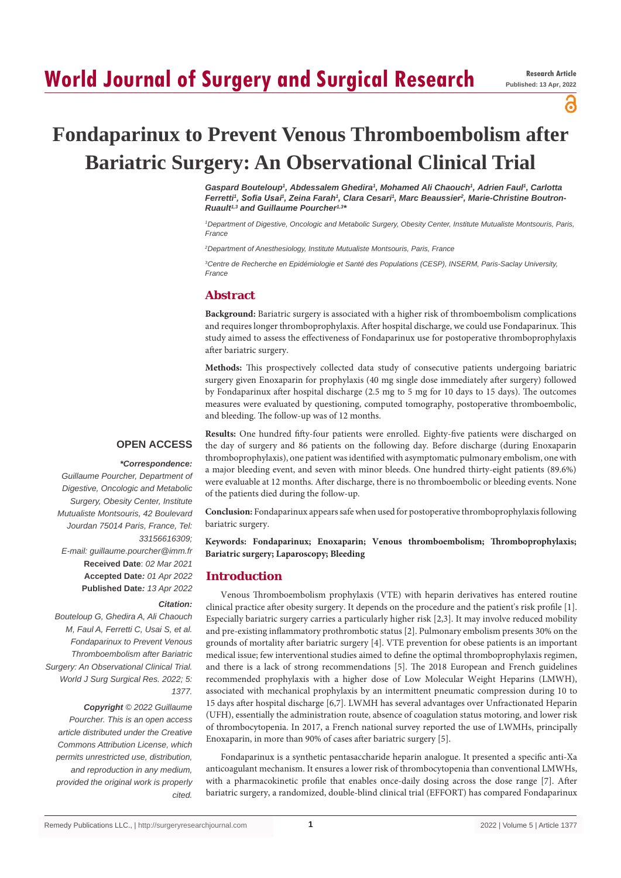# World Journal of Surgery and Surgical Research

Research Article
Published: 13 Apr, 2022

# Fondaparinux to Prevent Venous Thromboembolism after Bariatric Surgery: An Observational Clinical Trial

*Gaspard Bouteloup[1], Abdessalem Ghedira[1], Mohamed Ali Chaouch[1], Adrien Faul[1], Carlotta Ferretti[1], Sofia Usai[1], Zeina Farah[1], Clara Cesari[1], Marc Beaussier[2], Marie-Christine Boutron-Ruault[1,3] and Guillaume Pourcher[1,3]\**

[1]*Department of Digestive, Oncologic and Metabolic Surgery, Obesity Center, Institute Mutualiste Montsouris, Paris, France*

[2]*Department of Anesthesiology, Institute Mutualiste Montsouris, Paris, France*

[3]*Centre de Recherche en Epidémiologie et Santé des Populations (CESP), INSERM, Paris-Saclay University, France*

## Abstract

**Background:** Bariatric surgery is associated with a higher risk of thromboembolism complications and requires longer thromboprophylaxis. After hospital discharge, we could use Fondaparinux. This study aimed to assess the effectiveness of Fondaparinux use for postoperative thromboprophylaxis after bariatric surgery.

**Methods:** This prospectively collected data study of consecutive patients undergoing bariatric surgery given Enoxaparin for prophylaxis (40 mg single dose immediately after surgery) followed by Fondaparinux after hospital discharge (2.5 mg to 5 mg for 10 days to 15 days). The outcomes measures were evaluated by questioning, computed tomography, postoperative thromboembolic, and bleeding. The follow-up was of 12 months.

**Results:** One hundred fifty-four patients were enrolled. Eighty-five patients were discharged on the day of surgery and 86 patients on the following day. Before discharge (during Enoxaparin thromboprophylaxis), one patient was identified with asymptomatic pulmonary embolism, one with a major bleeding event, and seven with minor bleeds. One hundred thirty-eight patients (89.6%) were evaluable at 12 months. After discharge, there is no thromboembolic or bleeding events. None of the patients died during the follow-up.

**Conclusion:** Fondaparinux appears safe when used for postoperative thromboprophylaxis following bariatric surgery.

**Keywords: Fondaparinux; Enoxaparin; Venous thromboembolism; Thromboprophylaxis; Bariatric surgery; Laparoscopy; Bleeding**

**OPEN ACCESS**

***Correspondence:***
*Guillaume Pourcher, Department of Digestive, Oncologic and Metabolic Surgery, Obesity Center, Institute Mutualiste Montsouris, 42 Boulevard Jourdan 75014 Paris, France, Tel: 33156616309;*
*E-mail: guillaume.pourcher@imm.fr*

**Received Date**: *02 Mar 2021*
**Accepted Date***: 01 Apr 2022*
**Published Date***: 13 Apr 2022*

***Citation:***
*Bouteloup G, Ghedira A, Ali Chaouch M, Faul A, Ferretti C, Usai S, et al. Fondaparinux to Prevent Venous Thromboembolism after Bariatric Surgery: An Observational Clinical Trial. World J Surg Surgical Res. 2022; 5: 1377.*

***Copyright** © 2022 Guillaume Pourcher. This is an open access article distributed under the Creative Commons Attribution License, which permits unrestricted use, distribution, and reproduction in any medium, provided the original work is properly cited.*

## Introduction

Venous Thromboembolism prophylaxis (VTE) with heparin derivatives has entered routine clinical practice after obesity surgery. It depends on the procedure and the patient's risk profile [1]. Especially bariatric surgery carries a particularly higher risk [2,3]. It may involve reduced mobility and pre-existing inflammatory prothrombotic status [2]. Pulmonary embolism presents 30% on the grounds of mortality after bariatric surgery [4]. VTE prevention for obese patients is an important medical issue; few interventional studies aimed to define the optimal thromboprophylaxis regimen, and there is a lack of strong recommendations [5]. The 2018 European and French guidelines recommended prophylaxis with a higher dose of Low Molecular Weight Heparins (LMWH), associated with mechanical prophylaxis by an intermittent pneumatic compression during 10 to 15 days after hospital discharge [6,7]. LWMH has several advantages over Unfractionated Heparin (UFH), essentially the administration route, absence of coagulation status motoring, and lower risk of thrombocytopenia. In 2017, a French national survey reported the use of LWMHs, principally Enoxaparin, in more than 90% of cases after bariatric surgery [5].

Fondaparinux is a synthetic pentasaccharide heparin analogue. It presented a specific anti-Xa anticoagulant mechanism. It ensures a lower risk of thrombocytopenia than conventional LMWHs, with a pharmacokinetic profile that enables once-daily dosing across the dose range [7]. After bariatric surgery, a randomized, double-blind clinical trial (EFFORT) has compared Fondaparinux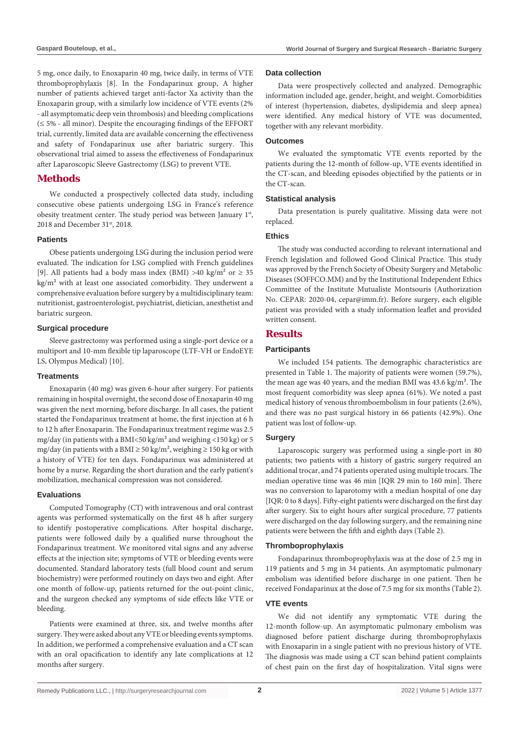5 mg, once daily, to Enoxaparin 40 mg, twice daily, in terms of VTE thromboprophylaxis [8]. In the Fondaparinux group, A higher number of patients achieved target anti-factor Xa activity than the Enoxaparin group, with a similarly low incidence of VTE events (2% - all asymptomatic deep vein thrombosis) and bleeding complications (≤ 5% - all minor). Despite the encouraging findings of the EFFORT trial, currently, limited data are available concerning the effectiveness and safety of Fondaparinux use after bariatric surgery. This observational trial aimed to assess the effectiveness of Fondaparinux after Laparoscopic Sleeve Gastrectomy (LSG) to prevent VTE.

## Methods

We conducted a prospectively collected data study, including consecutive obese patients undergoing LSG in France's reference obesity treatment center. The study period was between January 1st, 2018 and December 31st, 2018.

### Patients

Obese patients undergoing LSG during the inclusion period were evaluated. The indication for LSG complied with French guidelines [9]. All patients had a body mass index (BMI) >40 kg/m² or ≥ 35 kg/m² with at least one associated comorbidity. They underwent a comprehensive evaluation before surgery by a multidisciplinary team: nutritionist, gastroenterologist, psychiatrist, dietician, anesthetist and bariatric surgeon.

### Surgical procedure

Sleeve gastrectomy was performed using a single-port device or a multiport and 10-mm flexible tip laparoscope (LTF-VH or EndoEYE LS, Olympus Medical) [10].

### Treatments

Enoxaparin (40 mg) was given 6-hour after surgery. For patients remaining in hospital overnight, the second dose of Enoxaparin 40 mg was given the next morning, before discharge. In all cases, the patient started the Fondaparinux treatment at home, the first injection at 6 h to 12 h after Enoxaparin. The Fondaparinux treatment regime was 2.5 mg/day (in patients with a BMI<50 kg/m² and weighing <150 kg) or 5 mg/day (in patients with a BMI ≥ 50 kg/m², weighing ≥ 150 kg or with a history of VTE) for ten days. Fondaparinux was administered at home by a nurse. Regarding the short duration and the early patient's mobilization, mechanical compression was not considered.

### Evaluations

Computed Tomography (CT) with intravenous and oral contrast agents was performed systematically on the first 48 h after surgery to identify postoperative complications. After hospital discharge, patients were followed daily by a qualified nurse throughout the Fondaparinux treatment. We monitored vital signs and any adverse effects at the injection site; symptoms of VTE or bleeding events were documented. Standard laboratory tests (full blood count and serum biochemistry) were performed routinely on days two and eight. After one month of follow-up, patients returned for the out-point clinic, and the surgeon checked any symptoms of side effects like VTE or bleeding.

Patients were examined at three, six, and twelve months after surgery. They were asked about any VTE or bleeding events symptoms. In addition, we performed a comprehensive evaluation and a CT scan with an oral opacification to identify any late complications at 12 months after surgery.

### Data collection

Data were prospectively collected and analyzed. Demographic information included age, gender, height, and weight. Comorbidities of interest (hypertension, diabetes, dyslipidemia and sleep apnea) were identified. Any medical history of VTE was documented, together with any relevant morbidity.

### Outcomes

We evaluated the symptomatic VTE events reported by the patients during the 12-month of follow-up, VTE events identified in the CT-scan, and bleeding episodes objectified by the patients or in the CT-scan.

### Statistical analysis

Data presentation is purely qualitative. Missing data were not replaced.

### Ethics

The study was conducted according to relevant international and French legislation and followed Good Clinical Practice. This study was approved by the French Society of Obesity Surgery and Metabolic Diseases (SOFFCO.MM) and by the Institutional Independent Ethics Committee of the Institute Mutualiste Montsouris (Authorization No. CEPAR: 2020-04, cepar@imm.fr). Before surgery, each eligible patient was provided with a study information leaflet and provided written consent.

## Results

### Participants

We included 154 patients. The demographic characteristics are presented in Table 1. The majority of patients were women (59.7%), the mean age was 40 years, and the median BMI was 43.6 kg/m². The most frequent comorbidity was sleep apnea (61%). We noted a past medical history of venous thromboembolism in four patients (2.6%), and there was no past surgical history in 66 patients (42.9%). One patient was lost of follow-up.

### Surgery

Laparoscopic surgery was performed using a single-port in 80 patients; two patients with a history of gastric surgery required an additional trocar, and 74 patients operated using multiple trocars. The median operative time was 46 min [IQR 29 min to 160 min]. There was no conversion to laparotomy with a median hospital of one day [IQR: 0 to 8 days]. Fifty-eight patients were discharged on the first day after surgery. Six to eight hours after surgical procedure, 77 patients were discharged on the day following surgery, and the remaining nine patients were between the fifth and eighth days (Table 2).

### Thromboprophylaxis

Fondaparinux thromboprophylaxis was at the dose of 2.5 mg in 119 patients and 5 mg in 34 patients. An asymptomatic pulmonary embolism was identified before discharge in one patient. Then he received Fondaparinux at the dose of 7.5 mg for six months (Table 2).

### VTE events

We did not identify any symptomatic VTE during the 12-month follow-up. An asymptomatic pulmonary embolism was diagnosed before patient discharge during thromboprophylaxis with Enoxaparin in a single patient with no previous history of VTE. The diagnosis was made using a CT scan behind patient complaints of chest pain on the first day of hospitalization. Vital signs were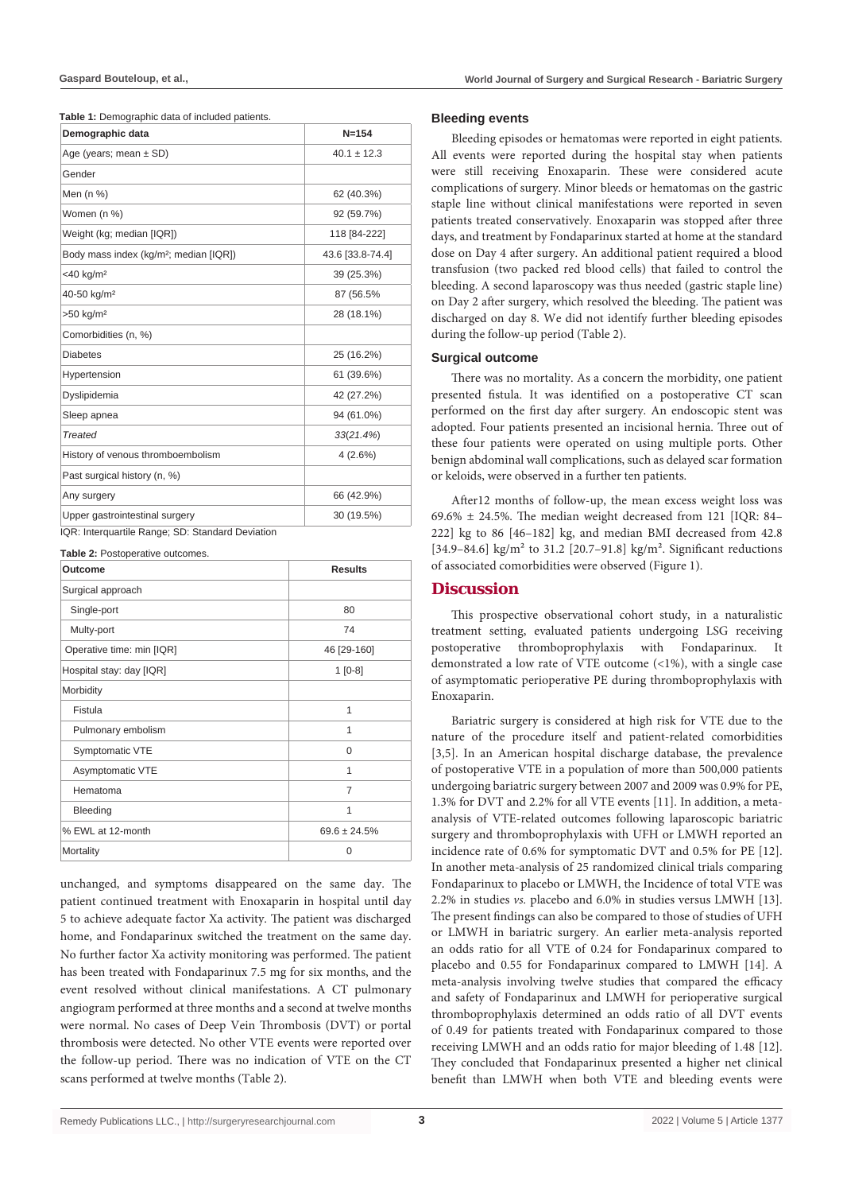**Table 1:** Demographic data of included patients.

| Demographic data | N=154 |
|---|---|
| Age (years; mean ± SD) | 40.1 ± 12.3 |
| Gender | |
| Men (n %) | 62 (40.3%) |
| Women (n %) | 92 (59.7%) |
| Weight (kg; median [IQR]) | 118 [84-222] |
| Body mass index (kg/m²; median [IQR]) | 43.6 [33.8-74.4] |
| <40 kg/m² | 39 (25.3%) |
| 40-50 kg/m² | 87 (56.5% |
| >50 kg/m² | 28 (18.1%) |
| Comorbidities (n, %) | |
| Diabetes | 25 (16.2%) |
| Hypertension | 61 (39.6%) |
| Dyslipidemia | 42 (27.2%) |
| Sleep apnea | 94 (61.0%) |
| *Treated* | *33(21.4%)* |
| History of venous thromboembolism | 4 (2.6%) |
| Past surgical history (n, %) | |
| Any surgery | 66 (42.9%) |
| Upper gastrointestinal surgery | 30 (19.5%) |

IQR: Interquartile Range; SD: Standard Deviation

**Table 2:** Postoperative outcomes.

| Outcome | Results |
|---|---|
| Surgical approach | |
| Single-port | 80 |
| Multy-port | 74 |
| Operative time: min [IQR] | 46 [29-160] |
| Hospital stay: day [IQR] | 1 [0-8] |
| Morbidity | |
| Fistula | 1 |
| Pulmonary embolism | 1 |
| Symptomatic VTE | 0 |
| Asymptomatic VTE | 1 |
| Hematoma | 7 |
| Bleeding | 1 |
| % EWL at 12-month | 69.6 ± 24.5% |
| Mortality | 0 |

unchanged, and symptoms disappeared on the same day. The patient continued treatment with Enoxaparin in hospital until day 5 to achieve adequate factor Xa activity. The patient was discharged home, and Fondaparinux switched the treatment on the same day. No further factor Xa activity monitoring was performed. The patient has been treated with Fondaparinux 7.5 mg for six months, and the event resolved without clinical manifestations. A CT pulmonary angiogram performed at three months and a second at twelve months were normal. No cases of Deep Vein Thrombosis (DVT) or portal thrombosis were detected. No other VTE events were reported over the follow-up period. There was no indication of VTE on the CT scans performed at twelve months (Table 2).

### Bleeding events

Bleeding episodes or hematomas were reported in eight patients. All events were reported during the hospital stay when patients were still receiving Enoxaparin. These were considered acute complications of surgery. Minor bleeds or hematomas on the gastric staple line without clinical manifestations were reported in seven patients treated conservatively. Enoxaparin was stopped after three days, and treatment by Fondaparinux started at home at the standard dose on Day 4 after surgery. An additional patient required a blood transfusion (two packed red blood cells) that failed to control the bleeding. A second laparoscopy was thus needed (gastric staple line) on Day 2 after surgery, which resolved the bleeding. The patient was discharged on day 8. We did not identify further bleeding episodes during the follow-up period (Table 2).

### Surgical outcome

There was no mortality. As a concern the morbidity, one patient presented fistula. It was identified on a postoperative CT scan performed on the first day after surgery. An endoscopic stent was adopted. Four patients presented an incisional hernia. Three out of these four patients were operated on using multiple ports. Other benign abdominal wall complications, such as delayed scar formation or keloids, were observed in a further ten patients.

After12 months of follow-up, the mean excess weight loss was 69.6% ± 24.5%. The median weight decreased from 121 [IQR: 84–222] kg to 86 [46–182] kg, and median BMI decreased from 42.8 [34.9–84.6] kg/m² to 31.2 [20.7–91.8] kg/m². Significant reductions of associated comorbidities were observed (Figure 1).

## Discussion

This prospective observational cohort study, in a naturalistic treatment setting, evaluated patients undergoing LSG receiving postoperative thromboprophylaxis with Fondaparinux. It demonstrated a low rate of VTE outcome (<1%), with a single case of asymptomatic perioperative PE during thromboprophylaxis with Enoxaparin.

Bariatric surgery is considered at high risk for VTE due to the nature of the procedure itself and patient-related comorbidities [3,5]. In an American hospital discharge database, the prevalence of postoperative VTE in a population of more than 500,000 patients undergoing bariatric surgery between 2007 and 2009 was 0.9% for PE, 1.3% for DVT and 2.2% for all VTE events [11]. In addition, a meta-analysis of VTE-related outcomes following laparoscopic bariatric surgery and thromboprophylaxis with UFH or LMWH reported an incidence rate of 0.6% for symptomatic DVT and 0.5% for PE [12]. In another meta-analysis of 25 randomized clinical trials comparing Fondaparinux to placebo or LMWH, the Incidence of total VTE was 2.2% in studies *vs.* placebo and 6.0% in studies versus LMWH [13]. The present findings can also be compared to those of studies of UFH or LMWH in bariatric surgery. An earlier meta-analysis reported an odds ratio for all VTE of 0.24 for Fondaparinux compared to placebo and 0.55 for Fondaparinux compared to LMWH [14]. A meta-analysis involving twelve studies that compared the efficacy and safety of Fondaparinux and LMWH for perioperative surgical thromboprophylaxis determined an odds ratio of all DVT events of 0.49 for patients treated with Fondaparinux compared to those receiving LMWH and an odds ratio for major bleeding of 1.48 [12]. They concluded that Fondaparinux presented a higher net clinical benefit than LMWH when both VTE and bleeding events were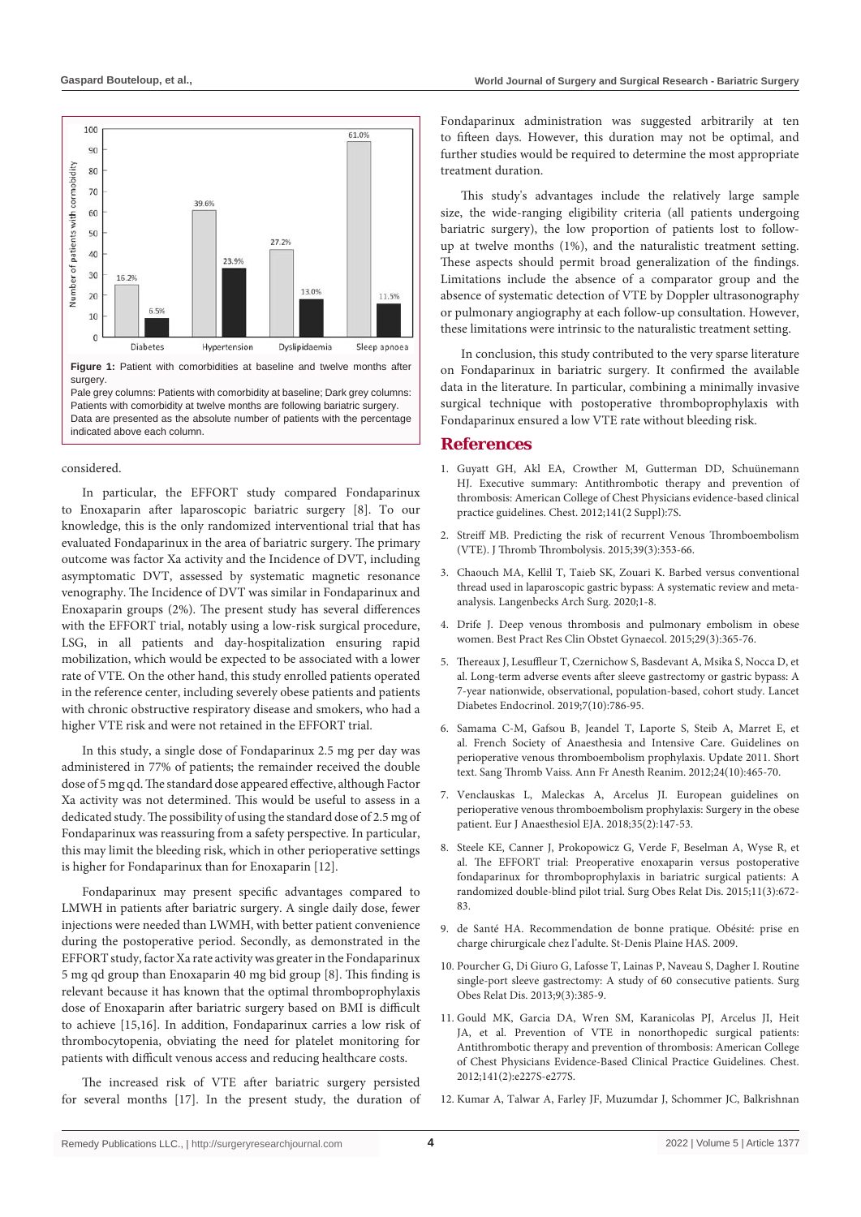Figure 1: Patient with comorbidities at baseline and twelve months after surgery.

Pale grey columns: Patients with comorbidity at baseline; Dark grey columns: Patients with comorbidity at twelve months are following bariatric surgery. Data are presented as the absolute number of patients with the percentage indicated above each column.

considered.

In particular, the EFFORT study compared Fondaparinux to Enoxaparin after laparoscopic bariatric surgery [8]. To our knowledge, this is the only randomized interventional trial that has evaluated Fondaparinux in the area of bariatric surgery. The primary outcome was factor Xa activity and the Incidence of DVT, including asymptomatic DVT, assessed by systematic magnetic resonance venography. The Incidence of DVT was similar in Fondaparinux and Enoxaparin groups (2%). The present study has several differences with the EFFORT trial, notably using a low-risk surgical procedure, LSG, in all patients and day-hospitalization ensuring rapid mobilization, which would be expected to be associated with a lower rate of VTE. On the other hand, this study enrolled patients operated in the reference center, including severely obese patients and patients with chronic obstructive respiratory disease and smokers, who had a higher VTE risk and were not retained in the EFFORT trial.

In this study, a single dose of Fondaparinux 2.5 mg per day was administered in 77% of patients; the remainder received the double dose of 5 mg qd. The standard dose appeared effective, although Factor Xa activity was not determined. This would be useful to assess in a dedicated study. The possibility of using the standard dose of 2.5 mg of Fondaparinux was reassuring from a safety perspective. In particular, this may limit the bleeding risk, which in other perioperative settings is higher for Fondaparinux than for Enoxaparin [12].

Fondaparinux may present specific advantages compared to LMWH in patients after bariatric surgery. A single daily dose, fewer injections were needed than LWMH, with better patient convenience during the postoperative period. Secondly, as demonstrated in the EFFORT study, factor Xa rate activity was greater in the Fondaparinux 5 mg qd group than Enoxaparin 40 mg bid group [8]. This finding is relevant because it has known that the optimal thromboprophylaxis dose of Enoxaparin after bariatric surgery based on BMI is difficult to achieve [15,16]. In addition, Fondaparinux carries a low risk of thrombocytopenia, obviating the need for platelet monitoring for patients with difficult venous access and reducing healthcare costs.

The increased risk of VTE after bariatric surgery persisted for several months [17]. In the present study, the duration of Fondaparinux administration was suggested arbitrarily at ten to fifteen days. However, this duration may not be optimal, and further studies would be required to determine the most appropriate treatment duration.

This study's advantages include the relatively large sample size, the wide-ranging eligibility criteria (all patients undergoing bariatric surgery), the low proportion of patients lost to follow-up at twelve months (1%), and the naturalistic treatment setting. These aspects should permit broad generalization of the findings. Limitations include the absence of a comparator group and the absence of systematic detection of VTE by Doppler ultrasonography or pulmonary angiography at each follow-up consultation. However, these limitations were intrinsic to the naturalistic treatment setting.

In conclusion, this study contributed to the very sparse literature on Fondaparinux in bariatric surgery. It confirmed the available data in the literature. In particular, combining a minimally invasive surgical technique with postoperative thromboprophylaxis with Fondaparinux ensured a low VTE rate without bleeding risk.

## References

1. Guyatt GH, Akl EA, Crowther M, Gutterman DD, Schuünemann HJ. Executive summary: Antithrombotic therapy and prevention of thrombosis: American College of Chest Physicians evidence-based clinical practice guidelines. Chest. 2012;141(2 Suppl):7S.
2. Streiff MB. Predicting the risk of recurrent Venous Thromboembolism (VTE). J Thromb Thrombolysis. 2015;39(3):353-66.
3. Chaouch MA, Kellil T, Taieb SK, Zouari K. Barbed versus conventional thread used in laparoscopic gastric bypass: A systematic review and meta-analysis. Langenbecks Arch Surg. 2020;1-8.
4. Drife J. Deep venous thrombosis and pulmonary embolism in obese women. Best Pract Res Clin Obstet Gynaecol. 2015;29(3):365-76.
5. Thereaux J, Lesuffleur T, Czernichow S, Basdevant A, Msika S, Nocca D, et al. Long-term adverse events after sleeve gastrectomy or gastric bypass: A 7-year nationwide, observational, population-based, cohort study. Lancet Diabetes Endocrinol. 2019;7(10):786-95.
6. Samama C-M, Gafsou B, Jeandel T, Laporte S, Steib A, Marret E, et al. French Society of Anaesthesia and Intensive Care. Guidelines on perioperative venous thromboembolism prophylaxis. Update 2011. Short text. Sang Thromb Vaiss. Ann Fr Anesth Reanim. 2012;24(10):465-70.
7. Venclauskas L, Maleckas A, Arcelus JI. European guidelines on perioperative venous thromboembolism prophylaxis: Surgery in the obese patient. Eur J Anaesthesiol EJA. 2018;35(2):147-53.
8. Steele KE, Canner J, Prokopowicz G, Verde F, Beselman A, Wyse R, et al. The EFFORT trial: Preoperative enoxaparin versus postoperative fondaparinux for thromboprophylaxis in bariatric surgical patients: A randomized double-blind pilot trial. Surg Obes Relat Dis. 2015;11(3):672-83.
9. de Santé HA. Recommendation de bonne pratique. Obésité: prise en charge chirurgicale chez l'adulte. St-Denis Plaine HAS. 2009.
10. Pourcher G, Di Giuro G, Lafosse T, Lainas P, Naveau S, Dagher I. Routine single-port sleeve gastrectomy: A study of 60 consecutive patients. Surg Obes Relat Dis. 2013;9(3):385-9.
11. Gould MK, Garcia DA, Wren SM, Karanicolas PJ, Arcelus JI, Heit JA, et al. Prevention of VTE in nonorthopedic surgical patients: Antithrombotic therapy and prevention of thrombosis: American College of Chest Physicians Evidence-Based Clinical Practice Guidelines. Chest. 2012;141(2):e227S-e277S.
12. Kumar A, Talwar A, Farley JF, Muzumdar J, Schommer JC, Balkrishnan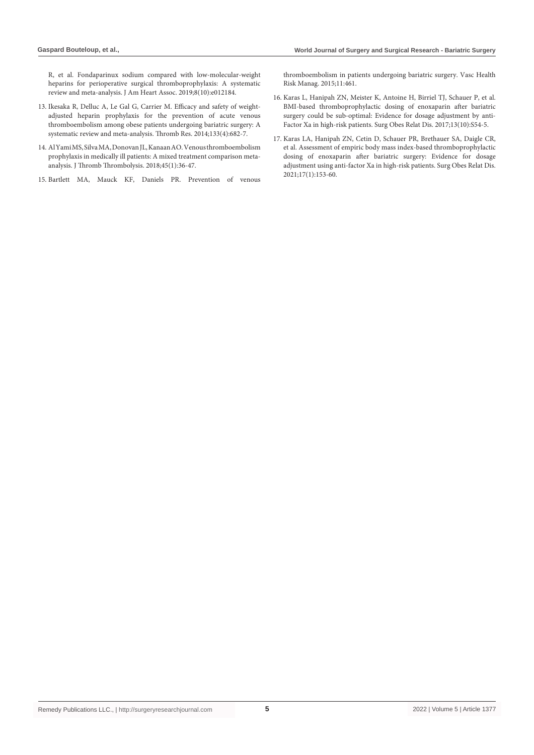R, et al. Fondaparinux sodium compared with low-molecular-weight heparins for perioperative surgical thromboprophylaxis: A systematic review and meta-analysis. J Am Heart Assoc. 2019;8(10):e012184.

13. Ikesaka R, Delluc A, Le Gal G, Carrier M. Efficacy and safety of weight-adjusted heparin prophylaxis for the prevention of acute venous thromboembolism among obese patients undergoing bariatric surgery: A systematic review and meta-analysis. Thromb Res. 2014;133(4):682-7.

14. Al Yami MS, Silva MA, Donovan JL, Kanaan AO. Venous thromboembolism prophylaxis in medically ill patients: A mixed treatment comparison meta-analysis. J Thromb Thrombolysis. 2018;45(1):36-47.

15. Bartlett MA, Mauck KF, Daniels PR. Prevention of venous thromboembolism in patients undergoing bariatric surgery. Vasc Health Risk Manag. 2015;11:461.

16. Karas L, Hanipah ZN, Meister K, Antoine H, Birriel TJ, Schauer P, et al. BMI-based thromboprophylactic dosing of enoxaparin after bariatric surgery could be sub-optimal: Evidence for dosage adjustment by anti-Factor Xa in high-risk patients. Surg Obes Relat Dis. 2017;13(10):S54-5.

17. Karas LA, Hanipah ZN, Cetin D, Schauer PR, Brethauer SA, Daigle CR, et al. Assessment of empiric body mass index-based thromboprophylactic dosing of enoxaparin after bariatric surgery: Evidence for dosage adjustment using anti-factor Xa in high-risk patients. Surg Obes Relat Dis. 2021;17(1):153-60.